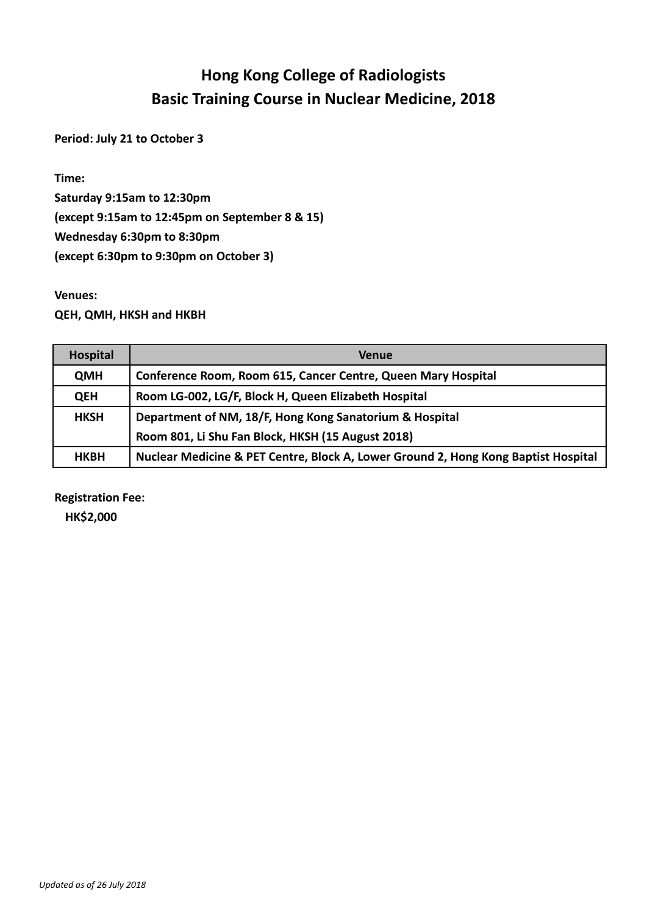# Hong Kong College of Radiologists
# Basic Training Course in Nuclear Medicine, 2018

**Period: July 21 to October 3**

**Time:**
**Saturday 9:15am to 12:30pm**
**(except 9:15am to 12:45pm on September 8 & 15)**
**Wednesday 6:30pm to 8:30pm**
**(except 6:30pm to 9:30pm on October 3)**

**Venues:**
**QEH, QMH, HKSH and HKBH**

| Hospital | Venue |
|---|---|
| QMH | Conference Room, Room 615, Cancer Centre, Queen Mary Hospital |
| QEH | Room LG-002, LG/F, Block H, Queen Elizabeth Hospital |
| HKSH | Department of NM, 18/F, Hong Kong Sanatorium & Hospital<br>Room 801, Li Shu Fan Block, HKSH (15 August 2018) |
| HKBH | Nuclear Medicine & PET Centre, Block A, Lower Ground 2, Hong Kong Baptist Hospital |

**Registration Fee:**
**HK$2,000**

*Updated as of 26 July 2018*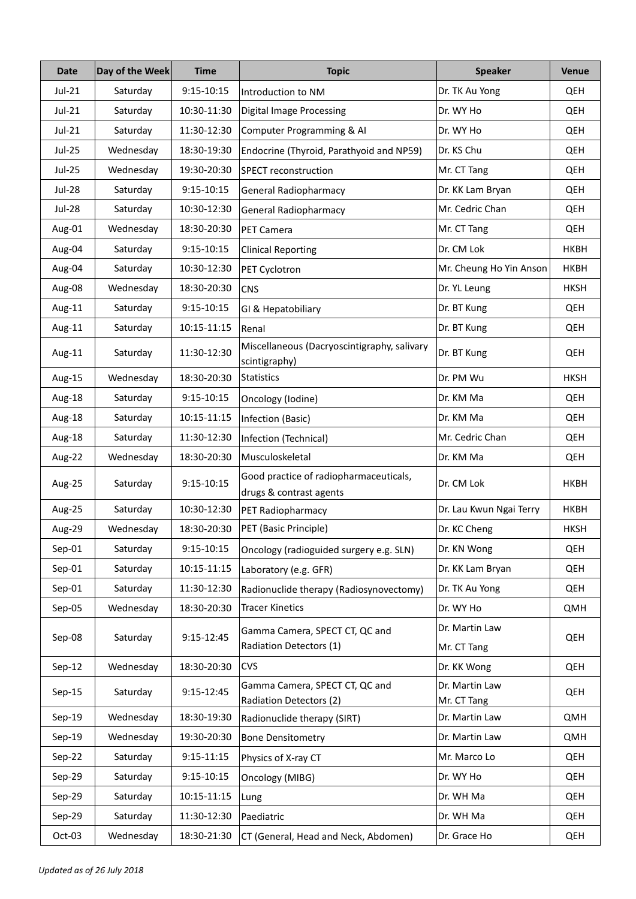| Date | Day of the Week | Time | Topic | Speaker | Venue |
|---|---|---|---|---|---|
| Jul-21 | Saturday | 9:15-10:15 | Introduction to NM | Dr. TK Au Yong | QEH |
| Jul-21 | Saturday | 10:30-11:30 | Digital Image Processing | Dr. WY Ho | QEH |
| Jul-21 | Saturday | 11:30-12:30 | Computer Programming & AI | Dr. WY Ho | QEH |
| Jul-25 | Wednesday | 18:30-19:30 | Endocrine (Thyroid, Parathyoid and NP59) | Dr. KS Chu | QEH |
| Jul-25 | Wednesday | 19:30-20:30 | SPECT reconstruction | Mr. CT Tang | QEH |
| Jul-28 | Saturday | 9:15-10:15 | General Radiopharmacy | Dr. KK Lam Bryan | QEH |
| Jul-28 | Saturday | 10:30-12:30 | General Radiopharmacy | Mr. Cedric Chan | QEH |
| Aug-01 | Wednesday | 18:30-20:30 | PET Camera | Mr. CT Tang | QEH |
| Aug-04 | Saturday | 9:15-10:15 | Clinical Reporting | Dr. CM Lok | HKBH |
| Aug-04 | Saturday | 10:30-12:30 | PET Cyclotron | Mr. Cheung Ho Yin Anson | HKBH |
| Aug-08 | Wednesday | 18:30-20:30 | CNS | Dr. YL Leung | HKSH |
| Aug-11 | Saturday | 9:15-10:15 | GI & Hepatobiliary | Dr. BT Kung | QEH |
| Aug-11 | Saturday | 10:15-11:15 | Renal | Dr. BT Kung | QEH |
| Aug-11 | Saturday | 11:30-12:30 | Miscellaneous (Dacryoscintigraphy, salivary scintigraphy) | Dr. BT Kung | QEH |
| Aug-15 | Wednesday | 18:30-20:30 | Statistics | Dr. PM Wu | HKSH |
| Aug-18 | Saturday | 9:15-10:15 | Oncology (Iodine) | Dr. KM Ma | QEH |
| Aug-18 | Saturday | 10:15-11:15 | Infection (Basic) | Dr. KM Ma | QEH |
| Aug-18 | Saturday | 11:30-12:30 | Infection (Technical) | Mr. Cedric Chan | QEH |
| Aug-22 | Wednesday | 18:30-20:30 | Musculoskeletal | Dr. KM Ma | QEH |
| Aug-25 | Saturday | 9:15-10:15 | Good practice of radiopharmaceuticals, drugs & contrast agents | Dr. CM Lok | HKBH |
| Aug-25 | Saturday | 10:30-12:30 | PET Radiopharmacy | Dr. Lau Kwun Ngai Terry | HKBH |
| Aug-29 | Wednesday | 18:30-20:30 | PET (Basic Principle) | Dr. KC Cheng | HKSH |
| Sep-01 | Saturday | 9:15-10:15 | Oncology (radioguided surgery e.g. SLN) | Dr. KN Wong | QEH |
| Sep-01 | Saturday | 10:15-11:15 | Laboratory (e.g. GFR) | Dr. KK Lam Bryan | QEH |
| Sep-01 | Saturday | 11:30-12:30 | Radionuclide therapy (Radiosynovectomy) | Dr. TK Au Yong | QEH |
| Sep-05 | Wednesday | 18:30-20:30 | Tracer Kinetics | Dr. WY Ho | QMH |
| Sep-08 | Saturday | 9:15-12:45 | Gamma Camera, SPECT CT, QC and Radiation Detectors (1) | Dr. Martin Law<br>Mr. CT Tang | QEH |
| Sep-12 | Wednesday | 18:30-20:30 | CVS | Dr. KK Wong | QEH |
| Sep-15 | Saturday | 9:15-12:45 | Gamma Camera, SPECT CT, QC and Radiation Detectors (2) | Dr. Martin Law<br>Mr. CT Tang | QEH |
| Sep-19 | Wednesday | 18:30-19:30 | Radionuclide therapy (SIRT) | Dr. Martin Law | QMH |
| Sep-19 | Wednesday | 19:30-20:30 | Bone Densitometry | Dr. Martin Law | QMH |
| Sep-22 | Saturday | 9:15-11:15 | Physics of X-ray CT | Mr. Marco Lo | QEH |
| Sep-29 | Saturday | 9:15-10:15 | Oncology (MIBG) | Dr. WY Ho | QEH |
| Sep-29 | Saturday | 10:15-11:15 | Lung | Dr. WH Ma | QEH |
| Sep-29 | Saturday | 11:30-12:30 | Paediatric | Dr. WH Ma | QEH |
| Oct-03 | Wednesday | 18:30-21:30 | CT (General, Head and Neck, Abdomen) | Dr. Grace Ho | QEH |

*Updated as of 26 July 2018*